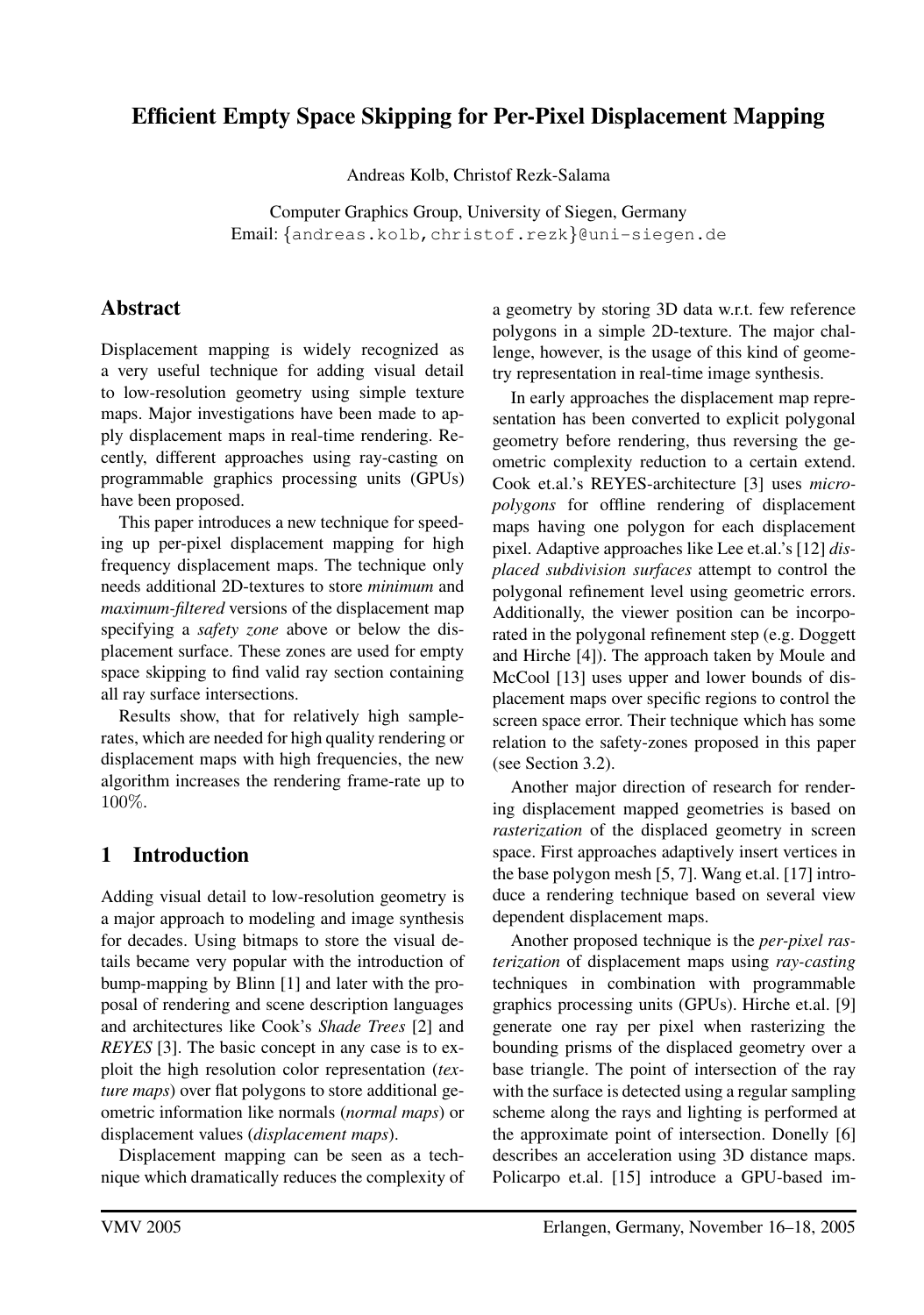# Efficient Empty Space Skipping for Per-Pixel Displacement Mapping

Andreas Kolb, Christof Rezk-Salama

Computer Graphics Group, University of Siegen, Germany
Email: {andreas.kolb,christof.rezk}@uni-siegen.de

## Abstract

Displacement mapping is widely recognized as a very useful technique for adding visual detail to low-resolution geometry using simple texture maps. Major investigations have been made to apply displacement maps in real-time rendering. Recently, different approaches using ray-casting on programmable graphics processing units (GPUs) have been proposed.

This paper introduces a new technique for speeding up per-pixel displacement mapping for high frequency displacement maps. The technique only needs additional 2D-textures to store *minimum* and *maximum-filtered* versions of the displacement map specifying a *safety zone* above or below the displacement surface. These zones are used for empty space skipping to find valid ray section containing all ray surface intersections.

Results show, that for relatively high samplerates, which are needed for high quality rendering or displacement maps with high frequencies, the new algorithm increases the rendering frame-rate up to 100%.

## 1 Introduction

Adding visual detail to low-resolution geometry is a major approach to modeling and image synthesis for decades. Using bitmaps to store the visual details became very popular with the introduction of bump-mapping by Blinn [1] and later with the proposal of rendering and scene description languages and architectures like Cook's *Shade Trees* [2] and *REYES* [3]. The basic concept in any case is to exploit the high resolution color representation (*texture maps*) over flat polygons to store additional geometric information like normals (*normal maps*) or displacement values (*displacement maps*).

Displacement mapping can be seen as a technique which dramatically reduces the complexity of a geometry by storing 3D data w.r.t. few reference polygons in a simple 2D-texture. The major challenge, however, is the usage of this kind of geometry representation in real-time image synthesis.

In early approaches the displacement map representation has been converted to explicit polygonal geometry before rendering, thus reversing the geometric complexity reduction to a certain extend. Cook et.al.'s REYES-architecture [3] uses *micropolygons* for offline rendering of displacement maps having one polygon for each displacement pixel. Adaptive approaches like Lee et.al.'s [12] *displaced subdivision surfaces* attempt to control the polygonal refinement level using geometric errors. Additionally, the viewer position can be incorporated in the polygonal refinement step (e.g. Doggett and Hirche [4]). The approach taken by Moule and McCool [13] uses upper and lower bounds of displacement maps over specific regions to control the screen space error. Their technique which has some relation to the safety-zones proposed in this paper (see Section 3.2).

Another major direction of research for rendering displacement mapped geometries is based on *rasterization* of the displaced geometry in screen space. First approaches adaptively insert vertices in the base polygon mesh [5, 7]. Wang et.al. [17] introduce a rendering technique based on several view dependent displacement maps.

Another proposed technique is the *per-pixel rasterization* of displacement maps using *ray-casting* techniques in combination with programmable graphics processing units (GPUs). Hirche et.al. [9] generate one ray per pixel when rasterizing the bounding prisms of the displaced geometry over a base triangle. The point of intersection of the ray with the surface is detected using a regular sampling scheme along the rays and lighting is performed at the approximate point of intersection. Donelly [6] describes an acceleration using 3D distance maps. Policarpo et.al. [15] introduce a GPU-based im-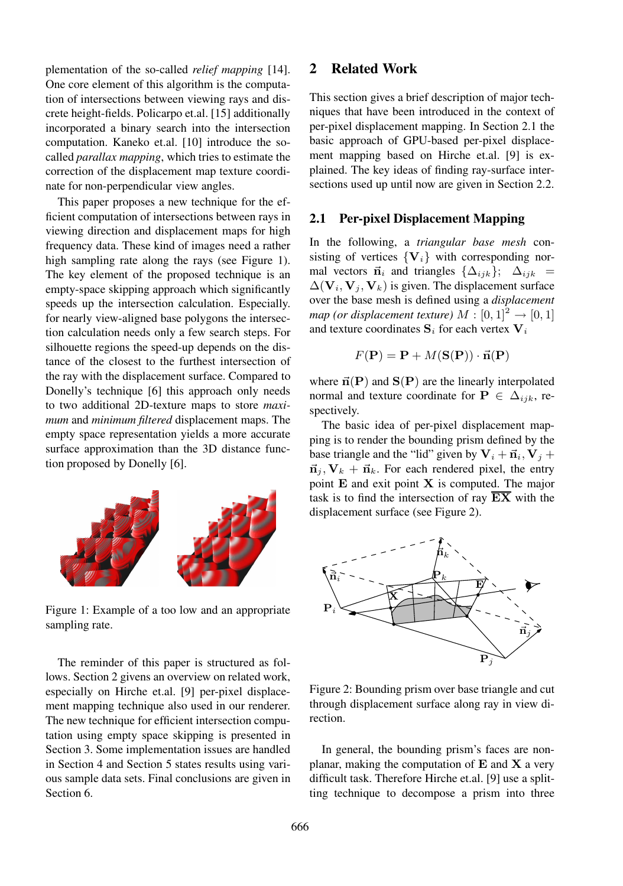plementation of the so-called *relief mapping* [14]. One core element of this algorithm is the computation of intersections between viewing rays and discrete height-fields. Policarpo et.al. [15] additionally incorporated a binary search into the intersection computation. Kaneko et.al. [10] introduce the so-called *parallax mapping*, which tries to estimate the correction of the displacement map texture coordinate for non-perpendicular view angles.

This paper proposes a new technique for the efficient computation of intersections between rays in viewing direction and displacement maps for high frequency data. These kind of images need a rather high sampling rate along the rays (see Figure 1). The key element of the proposed technique is an empty-space skipping approach which significantly speeds up the intersection calculation. Especially. for nearly view-aligned base polygons the intersection calculation needs only a few search steps. For silhouette regions the speed-up depends on the distance of the closest to the furthest intersection of the ray with the displacement surface. Compared to Donelly's technique [6] this approach only needs to two additional 2D-texture maps to store *maximum* and *minimum filtered* displacement maps. The empty space representation yields a more accurate surface approximation than the 3D distance function proposed by Donelly [6].

Figure 1: Example of a too low and an appropriate sampling rate.

The reminder of this paper is structured as follows. Section 2 givens an overview on related work, especially on Hirche et.al. [9] per-pixel displacement mapping technique also used in our renderer. The new technique for efficient intersection computation using empty space skipping is presented in Section 3. Some implementation issues are handled in Section 4 and Section 5 states results using various sample data sets. Final conclusions are given in Section 6.

## 2 Related Work

This section gives a brief description of major techniques that have been introduced in the context of per-pixel displacement mapping. In Section 2.1 the basic approach of GPU-based per-pixel displacement mapping based on Hirche et.al. [9] is explained. The key ideas of finding ray-surface intersections used up until now are given in Section 2.2.

### 2.1 Per-pixel Displacement Mapping

In the following, a *triangular base mesh* consisting of vertices $\{\mathbf{V}_i\}$ with corresponding normal vectors $\vec{\mathbf{n}}_i$ and triangles $\{\Delta_{ijk}\}$; $\Delta_{ijk} = \Delta(\mathbf{V}_i, \mathbf{V}_j, \mathbf{V}_k)$ is given. The displacement surface over the base mesh is defined using a *displacement map (or displacement texture)* $M : [0,1]^2 \rightarrow [0,1]$ and texture coordinates $\mathbf{S}_i$ for each vertex $\mathbf{V}_i$

$$F(\mathbf{P}) = \mathbf{P} + M(\mathbf{S}(\mathbf{P})) \cdot \vec{\mathbf{n}}(\mathbf{P})$$

where $\vec{\mathbf{n}}(\mathbf{P})$ and $\mathbf{S}(\mathbf{P})$ are the linearly interpolated normal and texture coordinate for $\mathbf{P} \in \Delta_{ijk}$, respectively.

The basic idea of per-pixel displacement mapping is to render the bounding prism defined by the base triangle and the "lid" given by $\mathbf{V}_i + \vec{\mathbf{n}}_i, \mathbf{V}_j + \vec{\mathbf{n}}_j, \mathbf{V}_k + \vec{\mathbf{n}}_k$. For each rendered pixel, the entry point $\mathbf{E}$ and exit point $\mathbf{X}$ is computed. The major task is to find the intersection of ray $\overline{\mathbf{EX}}$ with the displacement surface (see Figure 2).

Figure 2: Bounding prism over base triangle and cut through displacement surface along ray in view direction.

In general, the bounding prism's faces are nonplanar, making the computation of $\mathbf{E}$ and $\mathbf{X}$ a very difficult task. Therefore Hirche et.al. [9] use a splitting technique to decompose a prism into three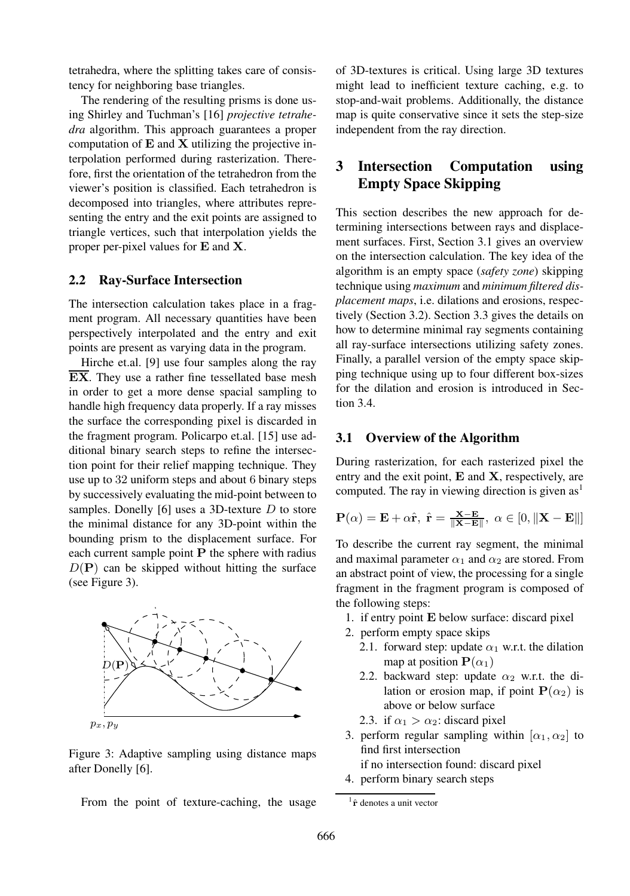tetrahedra, where the splitting takes care of consistency for neighboring base triangles.

The rendering of the resulting prisms is done using Shirley and Tuchman's [16] *projective tetrahedra* algorithm. This approach guarantees a proper computation of $\mathbf{E}$ and $\mathbf{X}$ utilizing the projective interpolation performed during rasterization. Therefore, first the orientation of the tetrahedron from the viewer's position is classified. Each tetrahedron is decomposed into triangles, where attributes representing the entry and the exit points are assigned to triangle vertices, such that interpolation yields the proper per-pixel values for $\mathbf{E}$ and $\mathbf{X}$.

### 2.2 Ray-Surface Intersection

The intersection calculation takes place in a fragment program. All necessary quantities have been perspectively interpolated and the entry and exit points are present as varying data in the program.

Hirche et.al. [9] use four samples along the ray $\overline{\mathbf{EX}}$. They use a rather fine tessellated base mesh in order to get a more dense spacial sampling to handle high frequency data properly. If a ray misses the surface the corresponding pixel is discarded in the fragment program. Policarpo et.al. [15] use additional binary search steps to refine the intersection point for their relief mapping technique. They use up to 32 uniform steps and about 6 binary steps by successively evaluating the mid-point between to samples. Donelly [6] uses a 3D-texture $D$ to store the minimal distance for any 3D-point within the bounding prism to the displacement surface. For each current sample point $\mathbf{P}$ the sphere with radius $D(\mathbf{P})$ can be skipped without hitting the surface (see Figure 3).

$D(\mathbf{P})$

$p_x, p_y$

Figure 3: Adaptive sampling using distance maps after Donelly [6].

From the point of texture-caching, the usage of 3D-textures is critical. Using large 3D textures might lead to inefficient texture caching, e.g. to stop-and-wait problems. Additionally, the distance map is quite conservative since it sets the step-size independent from the ray direction.

## 3 Intersection Computation using Empty Space Skipping

This section describes the new approach for determining intersections between rays and displacement surfaces. First, Section 3.1 gives an overview on the intersection calculation. The key idea of the algorithm is an empty space (*safety zone*) skipping technique using *maximum* and *minimum filtered displacement maps*, i.e. dilations and erosions, respectively (Section 3.2). Section 3.3 gives the details on how to determine minimal ray segments containing all ray-surface intersections utilizing safety zones. Finally, a parallel version of the empty space skipping technique using up to four different box-sizes for the dilation and erosion is introduced in Section 3.4.

### 3.1 Overview of the Algorithm

During rasterization, for each rasterized pixel the entry and the exit point, $\mathbf{E}$ and $\mathbf{X}$, respectively, are computed. The ray in viewing direction is given as[1]

$$\mathbf{P}(\alpha) = \mathbf{E} + \alpha\hat{\mathbf{r}},\ \hat{\mathbf{r}} = \frac{\mathbf{X}-\mathbf{E}}{\|\mathbf{X}-\mathbf{E}\|},\ \alpha \in [0, \|\mathbf{X}-\mathbf{E}\|]$$

To describe the current ray segment, the minimal and maximal parameter $\alpha_1$ and $\alpha_2$ are stored. From an abstract point of view, the processing for a single fragment in the fragment program is composed of the following steps:

1. if entry point $\mathbf{E}$ below surface: discard pixel
2. perform empty space skips
   - 2.1. forward step: update $\alpha_1$ w.r.t. the dilation map at position $\mathbf{P}(\alpha_1)$
   - 2.2. backward step: update $\alpha_2$ w.r.t. the dilation or erosion map, if point $\mathbf{P}(\alpha_2)$ is above or below surface
   - 2.3. if $\alpha_1 > \alpha_2$: discard pixel
3. perform regular sampling within $[\alpha_1, \alpha_2]$ to find first intersection
   if no intersection found: discard pixel
4. perform binary search steps

[1] $\hat{\mathbf{r}}$ denotes a unit vector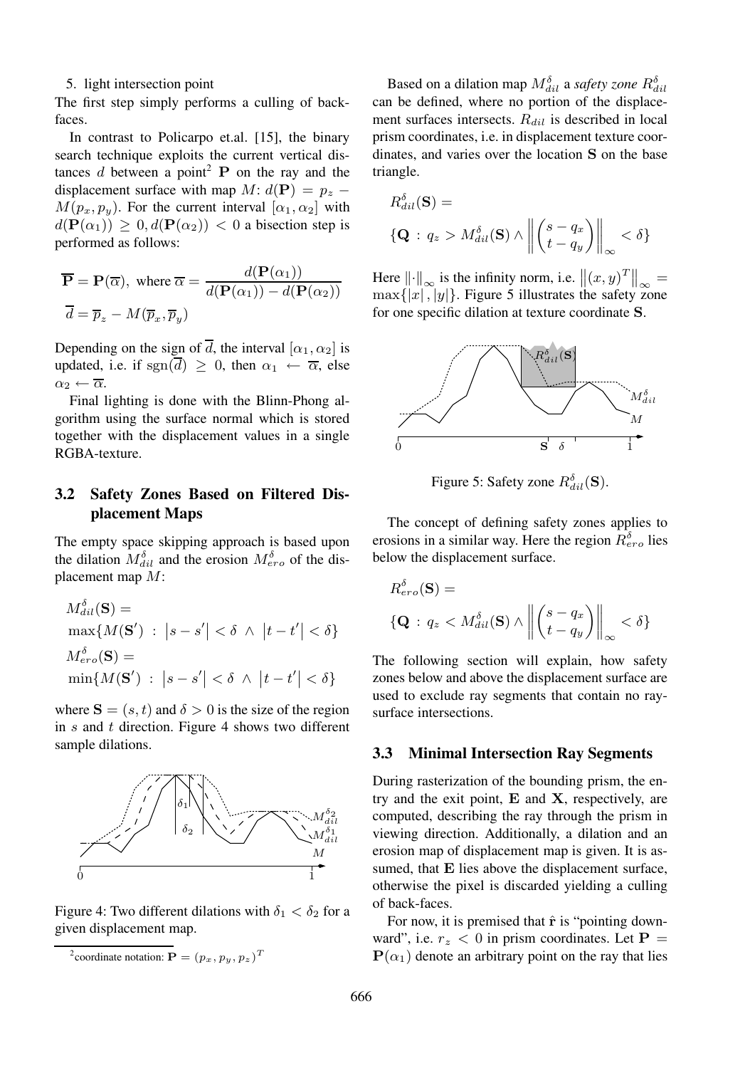5. light intersection point

The first step simply performs a culling of backfaces.

In contrast to Policarpo et.al. [15], the binary search technique exploits the current vertical distances $d$ between a point[2] $\mathbf{P}$ on the ray and the displacement surface with map $M$: $d(\mathbf{P}) = p_z - M(p_x, p_y)$. For the current interval $[\alpha_1, \alpha_2]$ with $d(\mathbf{P}(\alpha_1)) \geq 0, d(\mathbf{P}(\alpha_2)) < 0$ a bisection step is performed as follows:

$$\overline{\mathbf{P}} = \mathbf{P}(\overline{\alpha}), \text{ where } \overline{\alpha} = \frac{d(\mathbf{P}(\alpha_1))}{d(\mathbf{P}(\alpha_1)) - d(\mathbf{P}(\alpha_2))}$$

$$\overline{d} = \overline{p}_z - M(\overline{p}_x, \overline{p}_y)$$

Depending on the sign of $\overline{d}$, the interval $[\alpha_1, \alpha_2]$ is updated, i.e. if $\operatorname{sgn}(\overline{d}) \geq 0$, then $\alpha_1 \leftarrow \overline{\alpha}$, else $\alpha_2 \leftarrow \overline{\alpha}$.

Final lighting is done with the Blinn-Phong algorithm using the surface normal which is stored together with the displacement values in a single RGBA-texture.

### 3.2 Safety Zones Based on Filtered Displacement Maps

The empty space skipping approach is based upon the dilation $M^{\delta}_{dil}$ and the erosion $M^{\delta}_{ero}$ of the displacement map $M$:

$$M^{\delta}_{dil}(\mathbf{S}) = \max\{M(\mathbf{S}') \;:\; |s - s'| < \delta \;\wedge\; |t - t'| < \delta\}$$

$$M^{\delta}_{ero}(\mathbf{S}) = \min\{M(\mathbf{S}') \;:\; |s - s'| < \delta \;\wedge\; |t - t'| < \delta\}$$

where $\mathbf{S} = (s, t)$ and $\delta > 0$ is the size of the region in $s$ and $t$ direction. Figure 4 shows two different sample dilations.

$\delta_1$ $\delta_2$ $M^{\delta_2}_{dil}$ $M^{\delta_1}_{dil}$ $M$

0 1

Figure 4: Two different dilations with $\delta_1 < \delta_2$ for a given displacement map.

Based on a dilation map $M^{\delta}_{dil}$ a *safety zone* $R^{\delta}_{dil}$ can be defined, where no portion of the displacement surfaces intersects. $R_{dil}$ is described in local prism coordinates, i.e. in displacement texture coordinates, and varies over the location $\mathbf{S}$ on the base triangle.

$$R^{\delta}_{dil}(\mathbf{S}) = \{\mathbf{Q} \;:\; q_z > M^{\delta}_{dil}(\mathbf{S}) \wedge \left\| \begin{pmatrix} s - q_x \\ t - q_y \end{pmatrix} \right\|_\infty < \delta\}$$

Here $\|\cdot\|_\infty$ is the infinity norm, i.e. $\left\|(x, y)^T\right\|_\infty = \max\{|x|, |y|\}$. Figure 5 illustrates the safety zone for one specific dilation at texture coordinate $\mathbf{S}$.

$R^{\delta}_{dil}(\mathbf{S})$ $M^{\delta}_{dil}$ $M$

0 $\mathbf{S}$ $\delta$ 1

Figure 5: Safety zone $R^{\delta}_{dil}(\mathbf{S})$.

The concept of defining safety zones applies to erosions in a similar way. Here the region $R^{\delta}_{ero}$ lies below the displacement surface.

$$R^{\delta}_{ero}(\mathbf{S}) = \{\mathbf{Q} \;:\; q_z < M^{\delta}_{dil}(\mathbf{S}) \wedge \left\| \begin{pmatrix} s - q_x \\ t - q_y \end{pmatrix} \right\|_\infty < \delta\}$$

The following section will explain, how safety zones below and above the displacement surface are used to exclude ray segments that contain no ray-surface intersections.

### 3.3 Minimal Intersection Ray Segments

During rasterization of the bounding prism, the entry and the exit point, $\mathbf{E}$ and $\mathbf{X}$, respectively, are computed, describing the ray through the prism in viewing direction. Additionally, a dilation and an erosion map of displacement map is given. It is assumed, that $\mathbf{E}$ lies above the displacement surface, otherwise the pixel is discarded yielding a culling of back-faces.

For now, it is premised that $\hat{\mathbf{r}}$ is "pointing downward", i.e. $r_z < 0$ in prism coordinates. Let $\mathbf{P} = \mathbf{P}(\alpha_1)$ denote an arbitrary point on the ray that lies

[2] coordinate notation: $\mathbf{P} = (p_x, p_y, p_z)^T$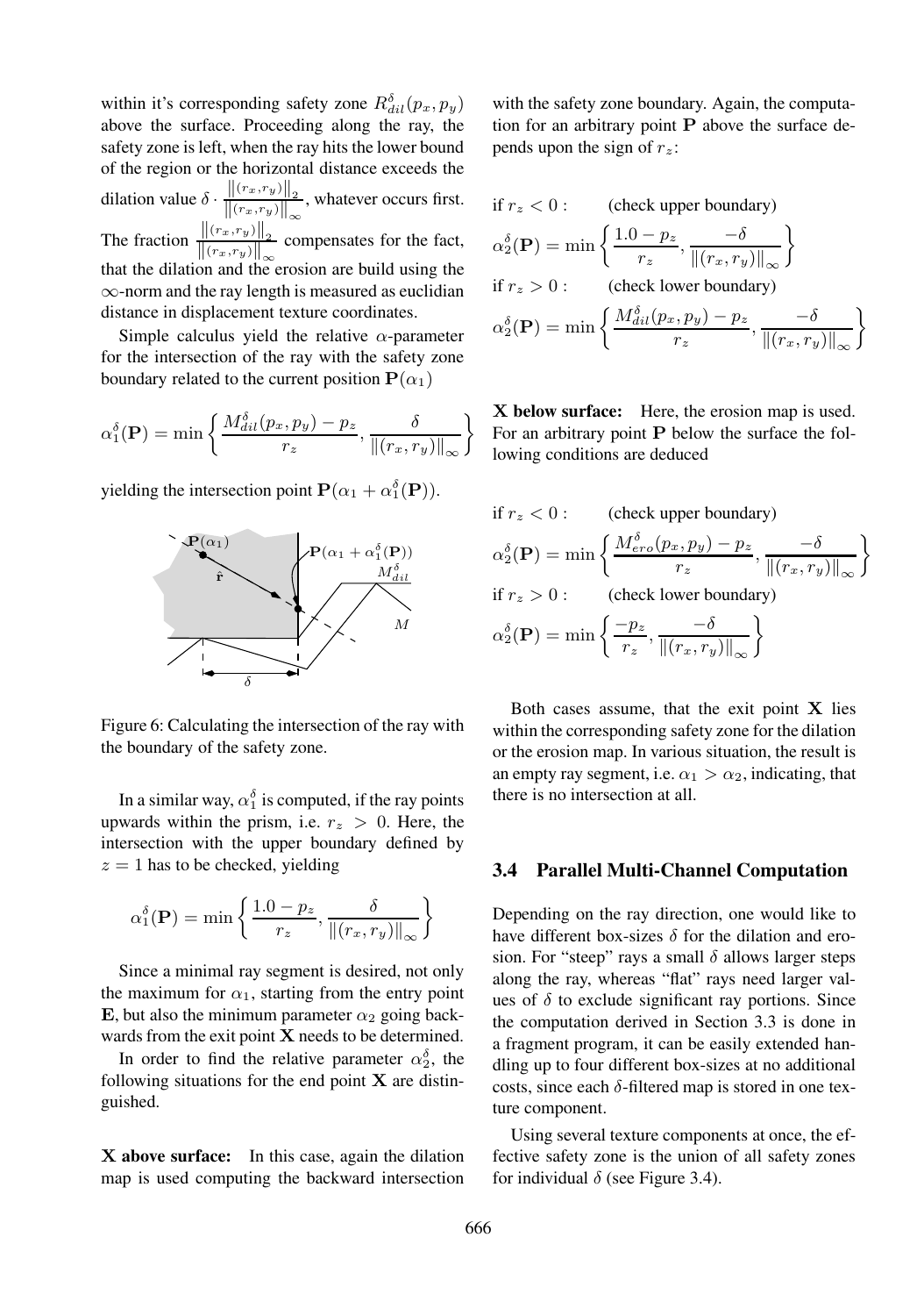within it's corresponding safety zone $R^\delta_{dil}(p_x, p_y)$ above the surface. Proceeding along the ray, the safety zone is left, when the ray hits the lower bound of the region or the horizontal distance exceeds the dilation value $\delta \cdot \frac{\|(r_x,r_y)\|_2}{\|(r_x,r_y)\|_\infty}$, whatever occurs first. The fraction $\frac{\|(r_x,r_y)\|_2}{\|(r_x,r_y)\|_\infty}$ compensates for the fact, that the dilation and the erosion are build using the $\infty$-norm and the ray length is measured as euclidian distance in displacement texture coordinates.

Simple calculus yield the relative $\alpha$-parameter for the intersection of the ray with the safety zone boundary related to the current position $\mathbf{P}(\alpha_1)$

$$\alpha^\delta_1(\mathbf{P}) = \min\left\{ \frac{M^\delta_{dil}(p_x, p_y) - p_z}{r_z}, \frac{\delta}{\|(r_x, r_y)\|_\infty} \right\}$$

yielding the intersection point $\mathbf{P}(\alpha_1 + \alpha^\delta_1(\mathbf{P}))$.

$\mathbf{P}(\alpha_1)$

$\hat{\mathbf{r}}$

$\mathbf{P}(\alpha_1 + \alpha_1^\delta(\mathbf{P}))$

$M^\delta_{dil}$

$M$

$\delta$

Figure 6: Calculating the intersection of the ray with the boundary of the safety zone.

In a similar way, $\alpha^\delta_1$ is computed, if the ray points upwards within the prism, i.e. $r_z > 0$. Here, the intersection with the upper boundary defined by $z = 1$ has to be checked, yielding

$$\alpha^\delta_1(\mathbf{P}) = \min\left\{ \frac{1.0 - p_z}{r_z}, \frac{\delta}{\|(r_x, r_y)\|_\infty} \right\}$$

Since a minimal ray segment is desired, not only the maximum for $\alpha_1$, starting from the entry point $\mathbf{E}$, but also the minimum parameter $\alpha_2$ going backwards from the exit point $\mathbf{X}$ needs to be determined.

In order to find the relative parameter $\alpha^\delta_2$, the following situations for the end point $\mathbf{X}$ are distinguished.

**X above surface:** In this case, again the dilation map is used computing the backward intersection with the safety zone boundary. Again, the computation for an arbitrary point $\mathbf{P}$ above the surface depends upon the sign of $r_z$:

if $r_z < 0$: (check upper boundary)

$$\alpha^\delta_2(\mathbf{P}) = \min\left\{ \frac{1.0 - p_z}{r_z}, \frac{-\delta}{\|(r_x, r_y)\|_\infty} \right\}$$

if $r_z > 0$: (check lower boundary)

$$\alpha^\delta_2(\mathbf{P}) = \min\left\{ \frac{M^\delta_{dil}(p_x, p_y) - p_z}{r_z}, \frac{-\delta}{\|(r_x, r_y)\|_\infty} \right\}$$

**X below surface:** Here, the erosion map is used. For an arbitrary point $\mathbf{P}$ below the surface the following conditions are deduced

if $r_z < 0$: (check upper boundary)

$$\alpha^\delta_2(\mathbf{P}) = \min\left\{ \frac{M^\delta_{ero}(p_x, p_y) - p_z}{r_z}, \frac{-\delta}{\|(r_x, r_y)\|_\infty} \right\}$$

if $r_z > 0$: (check lower boundary)

$$\alpha^\delta_2(\mathbf{P}) = \min\left\{ \frac{-p_z}{r_z}, \frac{-\delta}{\|(r_x, r_y)\|_\infty} \right\}$$

Both cases assume, that the exit point $\mathbf{X}$ lies within the corresponding safety zone for the dilation or the erosion map. In various situation, the result is an empty ray segment, i.e. $\alpha_1 > \alpha_2$, indicating, that there is no intersection at all.

### 3.4 Parallel Multi-Channel Computation

Depending on the ray direction, one would like to have different box-sizes $\delta$ for the dilation and erosion. For "steep" rays a small $\delta$ allows larger steps along the ray, whereas "flat" rays need larger values of $\delta$ to exclude significant ray portions. Since the computation derived in Section 3.3 is done in a fragment program, it can be easily extended handling up to four different box-sizes at no additional costs, since each $\delta$-filtered map is stored in one texture component.

Using several texture components at once, the effective safety zone is the union of all safety zones for individual $\delta$ (see Figure 3.4).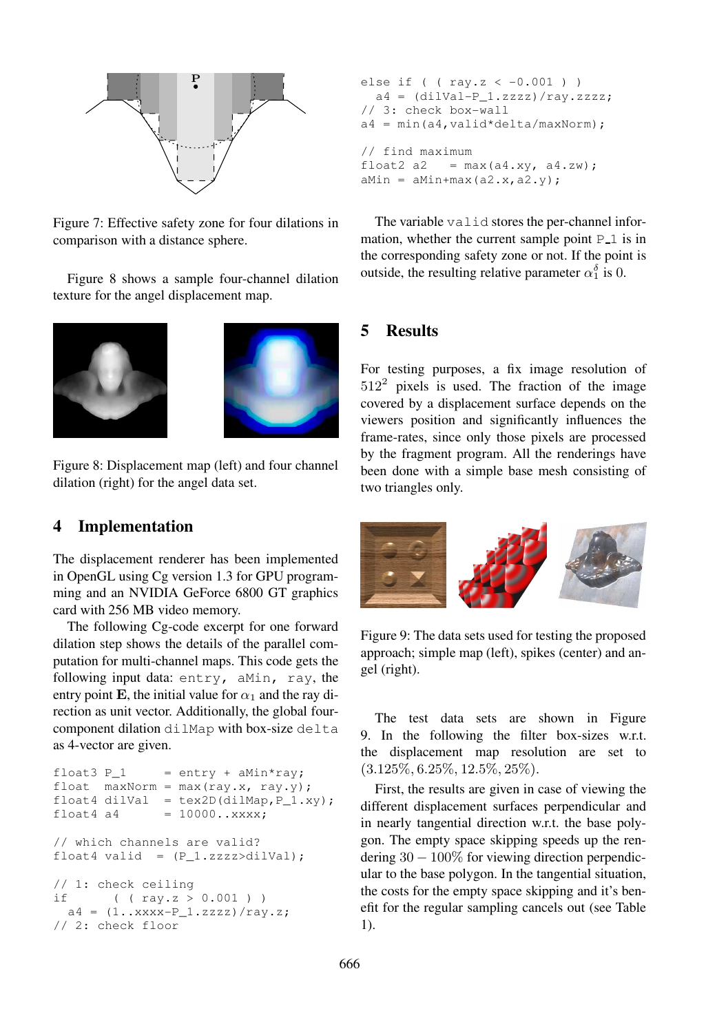Figure 7: Effective safety zone for four dilations in comparison with a distance sphere.

Figure 8 shows a sample four-channel dilation texture for the angel displacement map.

Figure 8: Displacement map (left) and four channel dilation (right) for the angel data set.

## 4 Implementation

The displacement renderer has been implemented in OpenGL using Cg version 1.3 for GPU programming and an NVIDIA GeForce 6800 GT graphics card with 256 MB video memory.

The following Cg-code excerpt for one forward dilation step shows the details of the parallel computation for multi-channel maps. This code gets the following input data: `entry, aMin, ray`, the entry point **E**, the initial value for $\alpha_1$ and the ray direction as unit vector. Additionally, the global four-component dilation `dilMap` with box-size `delta` as 4-vector are given.

```
float3 P_1      = entry + aMin*ray;
float  maxNorm = max(ray.x, ray.y);
float4 dilVal   = tex2D(dilMap,P_1.xy);
float4 a4       = 10000..xxxx;

// which channels are valid?
float4 valid  = (P_1.zzzz>dilVal);

// 1: check ceiling
if      ( ( ray.z > 0.001 ) )
  a4 = (1..xxxx-P_1.zzzz)/ray.z;
// 2: check floor
else if ( ( ray.z < -0.001 ) )
  a4 = (dilVal-P_1.zzzz)/ray.zzzz;
// 3: check box-wall
a4 = min(a4,valid*delta/maxNorm);

// find maximum
float2 a2    = max(a4.xy, a4.zw);
aMin = aMin+max(a2.x,a2.y);
```

The variable `valid` stores the per-channel information, whether the current sample point `P_1` is in the corresponding safety zone or not. If the point is outside, the resulting relative parameter $\alpha_1^\delta$ is 0.

## 5 Results

For testing purposes, a fix image resolution of $512^2$ pixels is used. The fraction of the image covered by a displacement surface depends on the viewers position and significantly influences the frame-rates, since only those pixels are processed by the fragment program. All the renderings have been done with a simple base mesh consisting of two triangles only.

Figure 9: The data sets used for testing the proposed approach; simple map (left), spikes (center) and angel (right).

The test data sets are shown in Figure 9. In the following the filter box-sizes w.r.t. the displacement map resolution are set to $(3.125\%, 6.25\%, 12.5\%, 25\%)$.

First, the results are given in case of viewing the different displacement surfaces perpendicular and in nearly tangential direction w.r.t. the base polygon. The empty space skipping speeds up the rendering $30-100\%$ for viewing direction perpendicular to the base polygon. In the tangential situation, the costs for the empty space skipping and it's benefit for the regular sampling cancels out (see Table 1).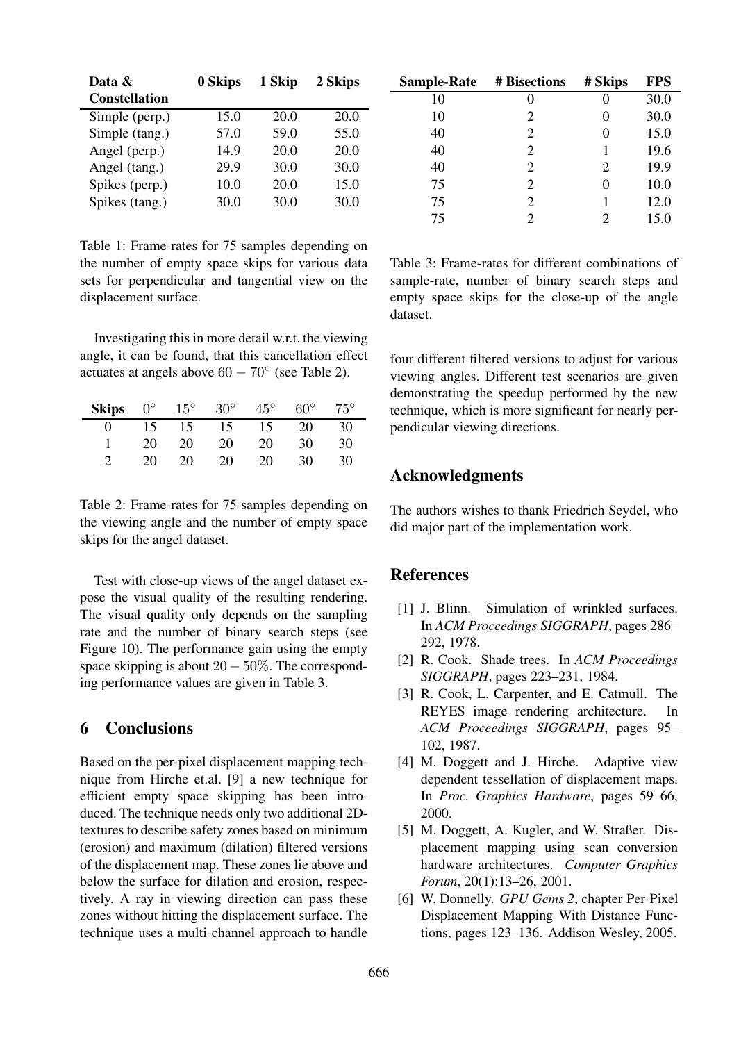| Data & Constellation | 0 Skips | 1 Skip | 2 Skips |
|---|---|---|---|
| Simple (perp.) | 15.0 | 20.0 | 20.0 |
| Simple (tang.) | 57.0 | 59.0 | 55.0 |
| Angel (perp.) | 14.9 | 20.0 | 20.0 |
| Angel (tang.) | 29.9 | 30.0 | 30.0 |
| Spikes (perp.) | 10.0 | 20.0 | 15.0 |
| Spikes (tang.) | 30.0 | 30.0 | 30.0 |

Table 1: Frame-rates for 75 samples depending on the number of empty space skips for various data sets for perpendicular and tangential view on the displacement surface.

Investigating this in more detail w.r.t. the viewing angle, it can be found, that this cancellation effect actuates at angels above $60-70^\circ$ (see Table 2).

| Skips | $0^\circ$ | $15^\circ$ | $30^\circ$ | $45^\circ$ | $60^\circ$ | $75^\circ$ |
|---|---|---|---|---|---|---|
| 0 | 15 | 15 | 15 | 15 | 20 | 30 |
| 1 | 20 | 20 | 20 | 20 | 30 | 30 |
| 2 | 20 | 20 | 20 | 20 | 30 | 30 |

Table 2: Frame-rates for 75 samples depending on the viewing angle and the number of empty space skips for the angel dataset.

Test with close-up views of the angel dataset expose the visual quality of the resulting rendering. The visual quality only depends on the sampling rate and the number of binary search steps (see Figure 10). The performance gain using the empty space skipping is about $20-50\%$. The corresponding performance values are given in Table 3.

## 6 Conclusions

Based on the per-pixel displacement mapping technique from Hirche et.al. [9] a new technique for efficient empty space skipping has been introduced. The technique needs only two additional 2D-textures to describe safety zones based on minimum (erosion) and maximum (dilation) filtered versions of the displacement map. These zones lie above and below the surface for dilation and erosion, respectively. A ray in viewing direction can pass these zones without hitting the displacement surface. The technique uses a multi-channel approach to handle four different filtered versions to adjust for various viewing angles. Different test scenarios are given demonstrating the speedup performed by the new technique, which is more significant for nearly perpendicular viewing directions.

| Sample-Rate | # Bisections | # Skips | FPS |
|---|---|---|---|
| 10 | 0 | 0 | 30.0 |
| 10 | 2 | 0 | 30.0 |
| 40 | 2 | 0 | 15.0 |
| 40 | 2 | 1 | 19.6 |
| 40 | 2 | 2 | 19.9 |
| 75 | 2 | 0 | 10.0 |
| 75 | 2 | 1 | 12.0 |
| 75 | 2 | 2 | 15.0 |

Table 3: Frame-rates for different combinations of sample-rate, number of binary search steps and empty space skips for the close-up of the angle dataset.

## Acknowledgments

The authors wishes to thank Friedrich Seydel, who did major part of the implementation work.

## References

[1] J. Blinn. Simulation of wrinkled surfaces. In *ACM Proceedings SIGGRAPH*, pages 286–292, 1978.

[2] R. Cook. Shade trees. In *ACM Proceedings SIGGRAPH*, pages 223–231, 1984.

[3] R. Cook, L. Carpenter, and E. Catmull. The REYES image rendering architecture. In *ACM Proceedings SIGGRAPH*, pages 95–102, 1987.

[4] M. Doggett and J. Hirche. Adaptive view dependent tessellation of displacement maps. In *Proc. Graphics Hardware*, pages 59–66, 2000.

[5] M. Doggett, A. Kugler, and W. Straßer. Displacement mapping using scan conversion hardware architectures. *Computer Graphics Forum*, 20(1):13–26, 2001.

[6] W. Donnelly. *GPU Gems 2*, chapter Per-Pixel Displacement Mapping With Distance Functions, pages 123–136. Addison Wesley, 2005.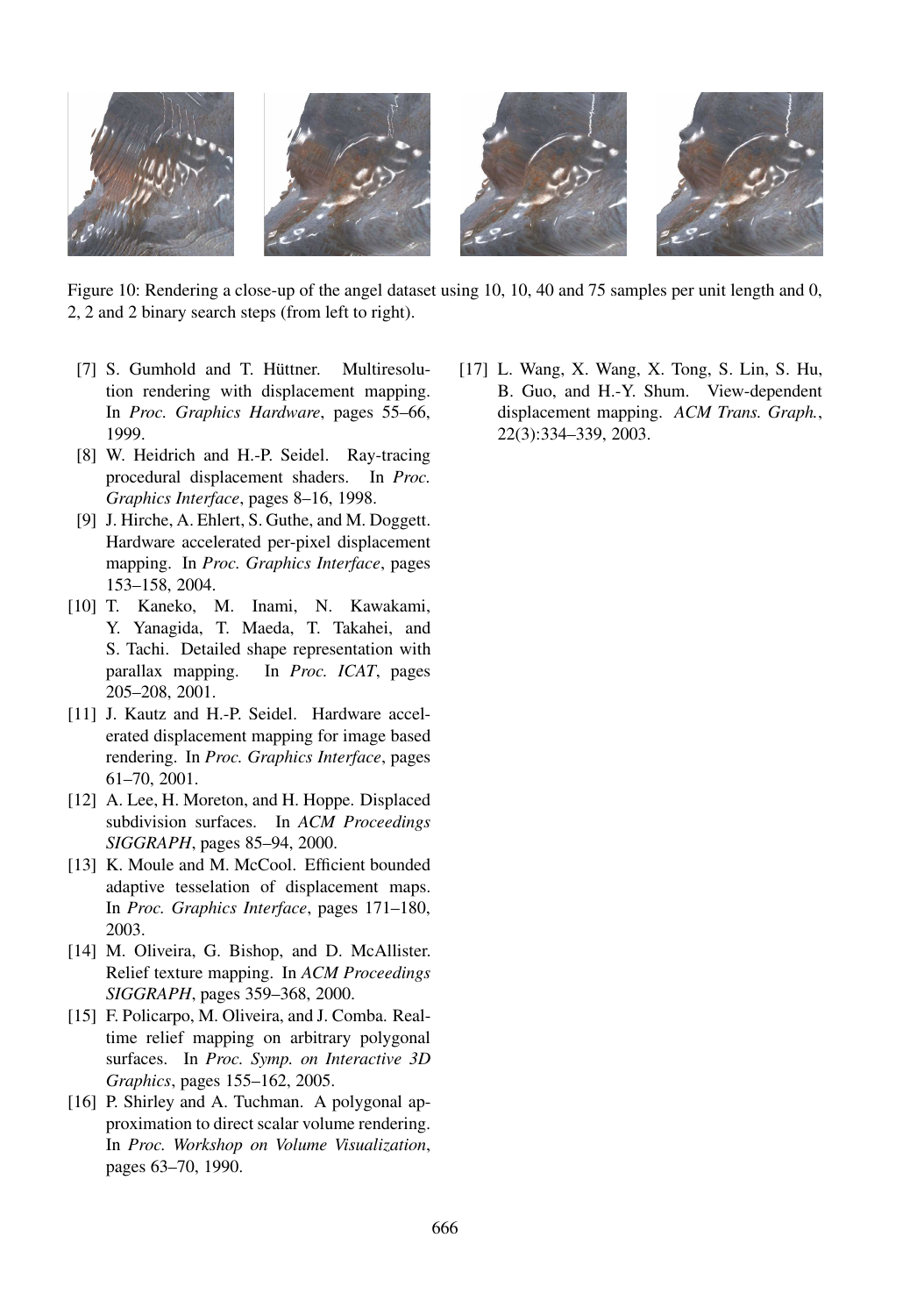Figure 10: Rendering a close-up of the angel dataset using 10, 10, 40 and 75 samples per unit length and 0, 2, 2 and 2 binary search steps (from left to right).

[7] S. Gumhold and T. Hüttner. Multiresolution rendering with displacement mapping. In *Proc. Graphics Hardware*, pages 55–66, 1999.

[8] W. Heidrich and H.-P. Seidel. Ray-tracing procedural displacement shaders. In *Proc. Graphics Interface*, pages 8–16, 1998.

[9] J. Hirche, A. Ehlert, S. Guthe, and M. Doggett. Hardware accelerated per-pixel displacement mapping. In *Proc. Graphics Interface*, pages 153–158, 2004.

[10] T. Kaneko, M. Inami, N. Kawakami, Y. Yanagida, T. Maeda, T. Takahei, and S. Tachi. Detailed shape representation with parallax mapping. In *Proc. ICAT*, pages 205–208, 2001.

[11] J. Kautz and H.-P. Seidel. Hardware accelerated displacement mapping for image based rendering. In *Proc. Graphics Interface*, pages 61–70, 2001.

[12] A. Lee, H. Moreton, and H. Hoppe. Displaced subdivision surfaces. In *ACM Proceedings SIGGRAPH*, pages 85–94, 2000.

[13] K. Moule and M. McCool. Efficient bounded adaptive tesselation of displacement maps. In *Proc. Graphics Interface*, pages 171–180, 2003.

[14] M. Oliveira, G. Bishop, and D. McAllister. Relief texture mapping. In *ACM Proceedings SIGGRAPH*, pages 359–368, 2000.

[15] F. Policarpo, M. Oliveira, and J. Comba. Real-time relief mapping on arbitrary polygonal surfaces. In *Proc. Symp. on Interactive 3D Graphics*, pages 155–162, 2005.

[16] P. Shirley and A. Tuchman. A polygonal approximation to direct scalar volume rendering. In *Proc. Workshop on Volume Visualization*, pages 63–70, 1990.

[17] L. Wang, X. Wang, X. Tong, S. Lin, S. Hu, B. Guo, and H.-Y. Shum. View-dependent displacement mapping. *ACM Trans. Graph.*, 22(3):334–339, 2003.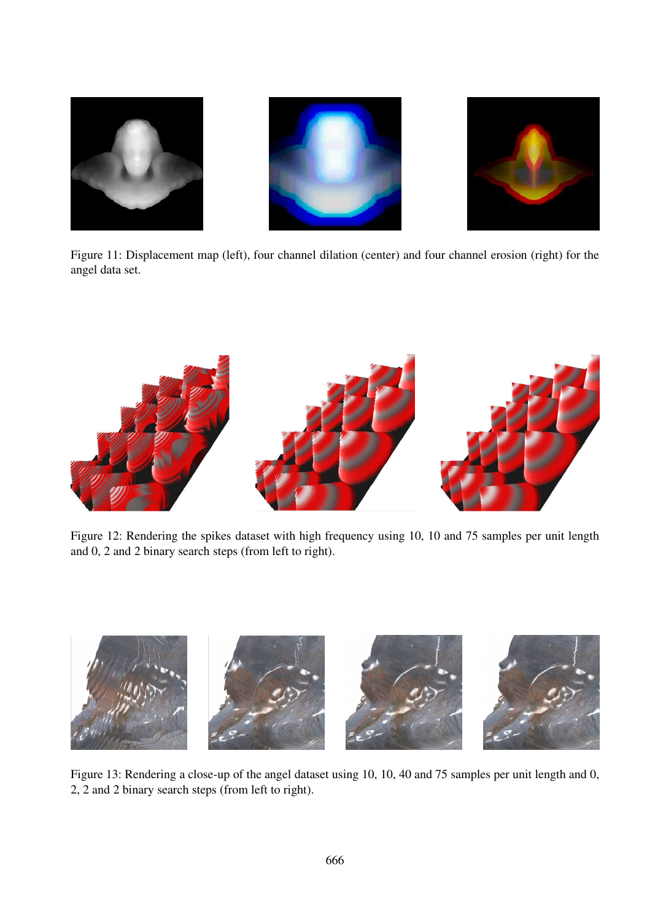Figure 11: Displacement map (left), four channel dilation (center) and four channel erosion (right) for the angel data set.

Figure 12: Rendering the spikes dataset with high frequency using 10, 10 and 75 samples per unit length and 0, 2 and 2 binary search steps (from left to right).

Figure 13: Rendering a close-up of the angel dataset using 10, 10, 40 and 75 samples per unit length and 0, 2, 2 and 2 binary search steps (from left to right).